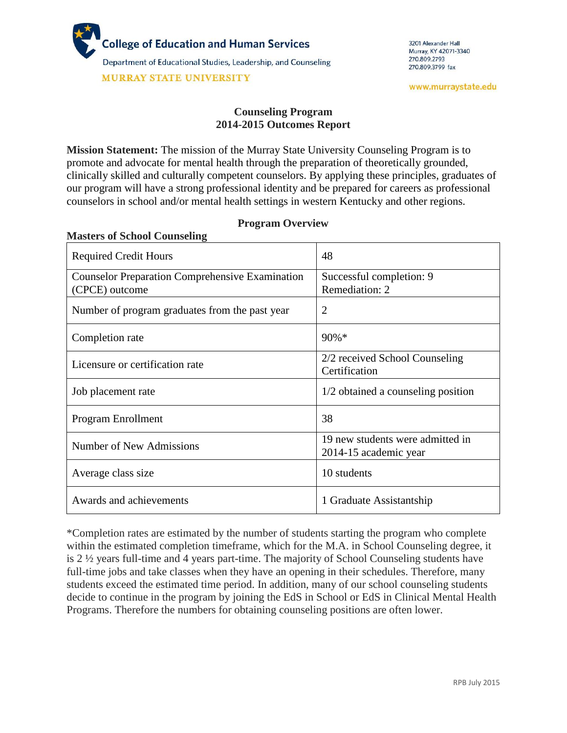College of Education and Human Services

Department of Educational Studies, Leadership, and Counseling

MURRAY STATE UNIVERSITY

3201 Alexander Hall
Murray, KY 42071-3340
270.809.2793
270.809.3799 fax

www.murraystate.edu

# Counseling Program
# 2014-2015 Outcomes Report

**Mission Statement:** The mission of the Murray State University Counseling Program is to promote and advocate for mental health through the preparation of theoretically grounded, clinically skilled and culturally competent counselors. By applying these principles, graduates of our program will have a strong professional identity and be prepared for careers as professional counselors in school and/or mental health settings in western Kentucky and other regions.

## Program Overview

### Masters of School Counseling

| | |
|---|---|
| Required Credit Hours | 48 |
| Counselor Preparation Comprehensive Examination (CPCE) outcome | Successful completion: 9<br>Remediation: 2 |
| Number of program graduates from the past year | 2 |
| Completion rate | 90%* |
| Licensure or certification rate | 2/2 received School Counseling Certification |
| Job placement rate | 1/2 obtained a counseling position |
| Program Enrollment | 38 |
| Number of New Admissions | 19 new students were admitted in 2014-15 academic year |
| Average class size | 10 students |
| Awards and achievements | 1 Graduate Assistantship |

*Completion rates are estimated by the number of students starting the program who complete within the estimated completion timeframe, which for the M.A. in School Counseling degree, it is 2 ½ years full-time and 4 years part-time. The majority of School Counseling students have full-time jobs and take classes when they have an opening in their schedules. Therefore, many students exceed the estimated time period. In addition, many of our school counseling students decide to continue in the program by joining the EdS in School or EdS in Clinical Mental Health Programs. Therefore the numbers for obtaining counseling positions are often lower.

RPB July 2015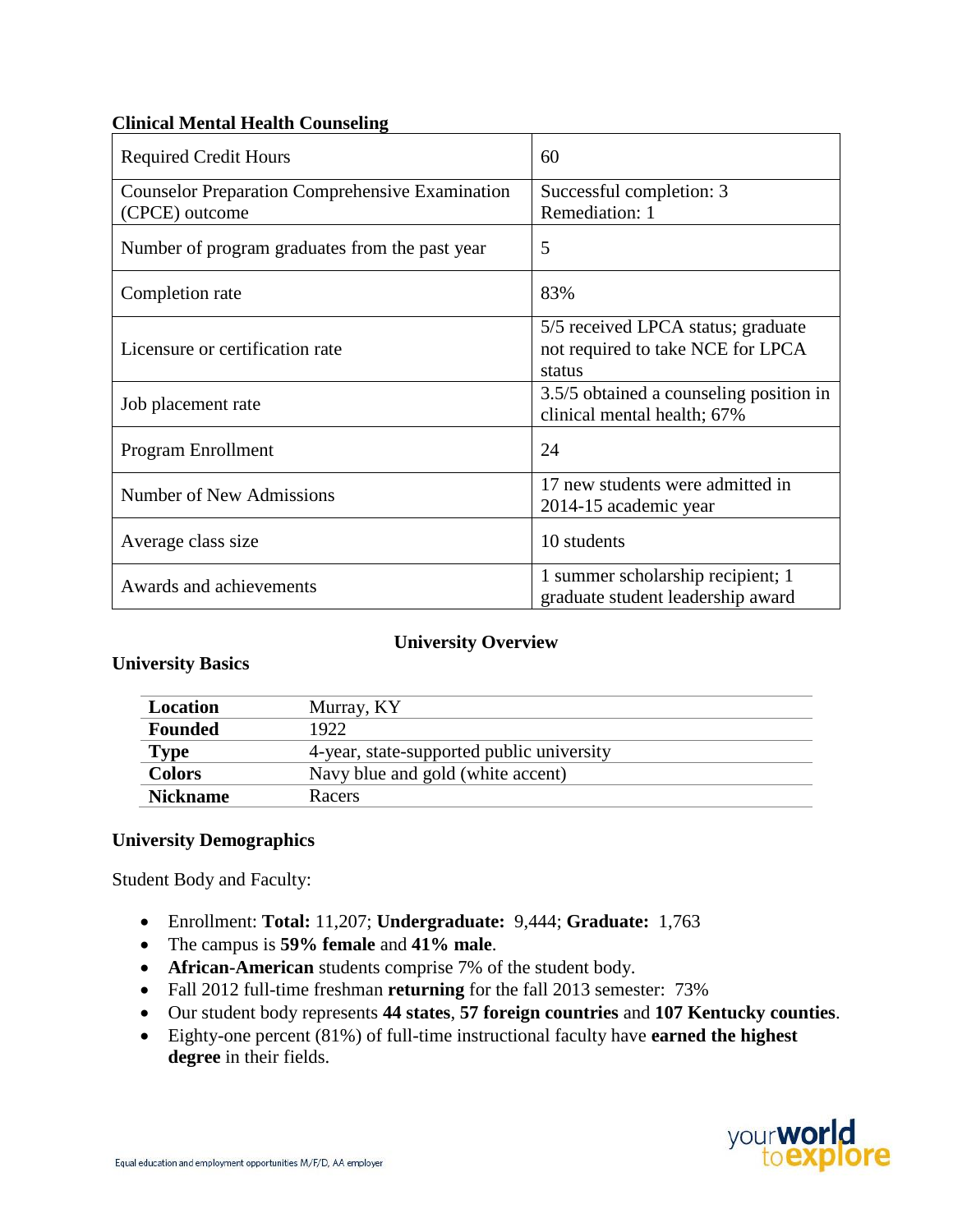**Clinical Mental Health Counseling**

| Required Credit Hours | 60 |
|---|---|
| Counselor Preparation Comprehensive Examination (CPCE) outcome | Successful completion: 3<br>Remediation: 1 |
| Number of program graduates from the past year | 5 |
| Completion rate | 83% |
| Licensure or certification rate | 5/5 received LPCA status; graduate not required to take NCE for LPCA status |
| Job placement rate | 3.5/5 obtained a counseling position in clinical mental health; 67% |
| Program Enrollment | 24 |
| Number of New Admissions | 17 new students were admitted in 2014-15 academic year |
| Average class size | 10 students |
| Awards and achievements | 1 summer scholarship recipient; 1 graduate student leadership award |

## University Overview

### University Basics

| | |
|---|---|
| **Location** | Murray, KY |
| **Founded** | 1922 |
| **Type** | 4-year, state-supported public university |
| **Colors** | Navy blue and gold (white accent) |
| **Nickname** | Racers |

### University Demographics

Student Body and Faculty:

- Enrollment: **Total:** 11,207; **Undergraduate:** 9,444; **Graduate:** 1,763
- The campus is **59% female** and **41% male**.
- **African-American** students comprise 7% of the student body.
- Fall 2012 full-time freshman **returning** for the fall 2013 semester: 73%
- Our student body represents **44 states**, **57 foreign countries** and **107 Kentucky counties**.
- Eighty-one percent (81%) of full-time instructional faculty have **earned the highest degree** in their fields.

Equal education and employment opportunities M/F/D, AA employer

your world to explore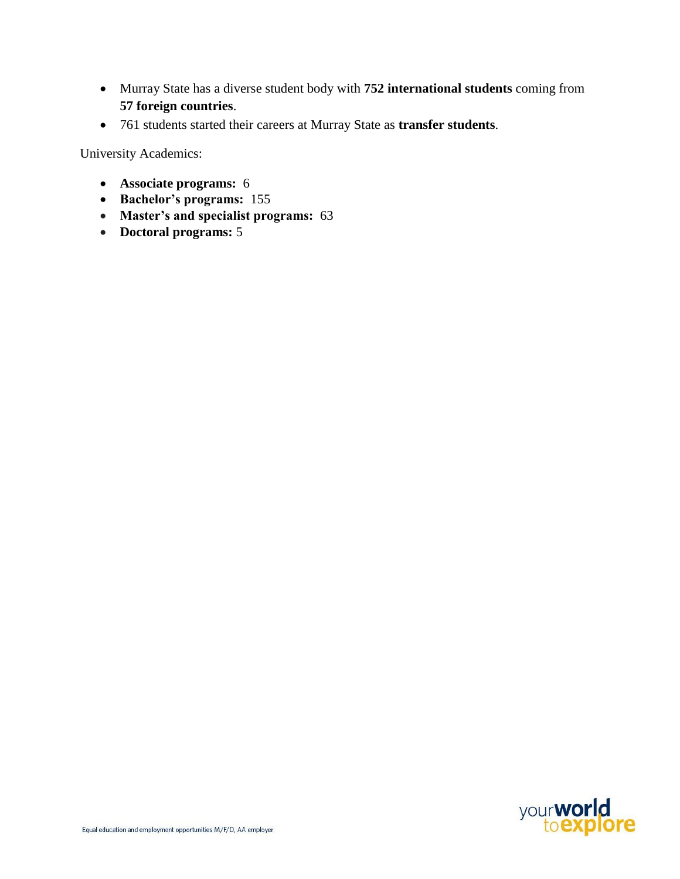- Murray State has a diverse student body with **752 international students** coming from **57 foreign countries**.
- 761 students started their careers at Murray State as **transfer students**.

University Academics:

- **Associate programs:** 6
- **Bachelor's programs:** 155
- **Master's and specialist programs:** 63
- **Doctoral programs:** 5